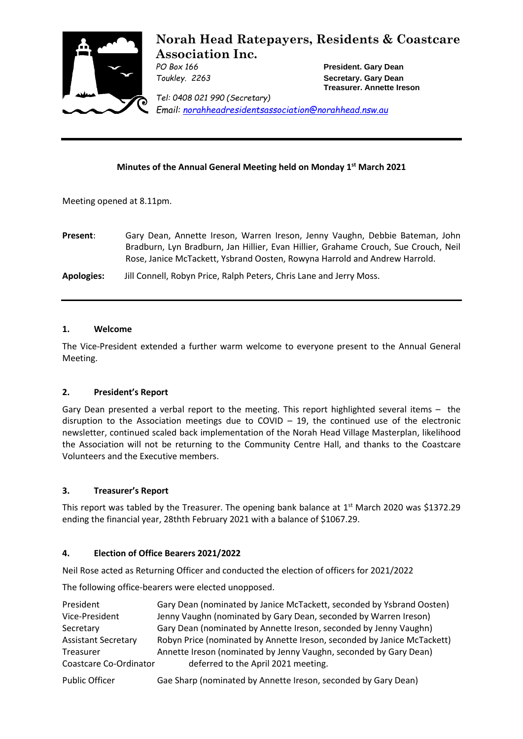# Norah Head Ratepayers, Residents & Coastcare Association Inc.

*PO Box 166*
*Toukley. 2263*

**President. Gary Dean**
**Secretary. Gary Dean**
**Treasurer. Annette Ireson**

*Tel: 0408 021 990 (Secretary)*
*Email: norahheadresidentsassociation@norahhead.nsw.au*

---

**Minutes of the Annual General Meeting held on Monday 1st March 2021**

Meeting opened at 8.11pm.

**Present**: Gary Dean, Annette Ireson, Warren Ireson, Jenny Vaughn, Debbie Bateman, John Bradburn, Lyn Bradburn, Jan Hillier, Evan Hillier, Grahame Crouch, Sue Crouch, Neil Rose, Janice McTackett, Ysbrand Oosten, Rowyna Harrold and Andrew Harrold.

**Apologies:** Jill Connell, Robyn Price, Ralph Peters, Chris Lane and Jerry Moss.

---

### 1. Welcome

The Vice-President extended a further warm welcome to everyone present to the Annual General Meeting.

### 2. President's Report

Gary Dean presented a verbal report to the meeting. This report highlighted several items – the disruption to the Association meetings due to COVID – 19, the continued use of the electronic newsletter, continued scaled back implementation of the Norah Head Village Masterplan, likelihood the Association will not be returning to the Community Centre Hall, and thanks to the Coastcare Volunteers and the Executive members.

### 3. Treasurer's Report

This report was tabled by the Treasurer. The opening bank balance at 1st March 2020 was $1372.29 ending the financial year, 28thth February 2021 with a balance of $1067.29.

### 4. Election of Office Bearers 2021/2022

Neil Rose acted as Returning Officer and conducted the election of officers for 2021/2022

The following office-bearers were elected unopposed.

| | |
|---|---|
| President | Gary Dean (nominated by Janice McTackett, seconded by Ysbrand Oosten) |
| Vice-President | Jenny Vaughn (nominated by Gary Dean, seconded by Warren Ireson) |
| Secretary | Gary Dean (nominated by Annette Ireson, seconded by Jenny Vaughn) |
| Assistant Secretary | Robyn Price (nominated by Annette Ireson, seconded by Janice McTackett) |
| Treasurer | Annette Ireson (nominated by Jenny Vaughn, seconded by Gary Dean) |
| Coastcare Co-Ordinator | deferred to the April 2021 meeting. |
| Public Officer | Gae Sharp (nominated by Annette Ireson, seconded by Gary Dean) |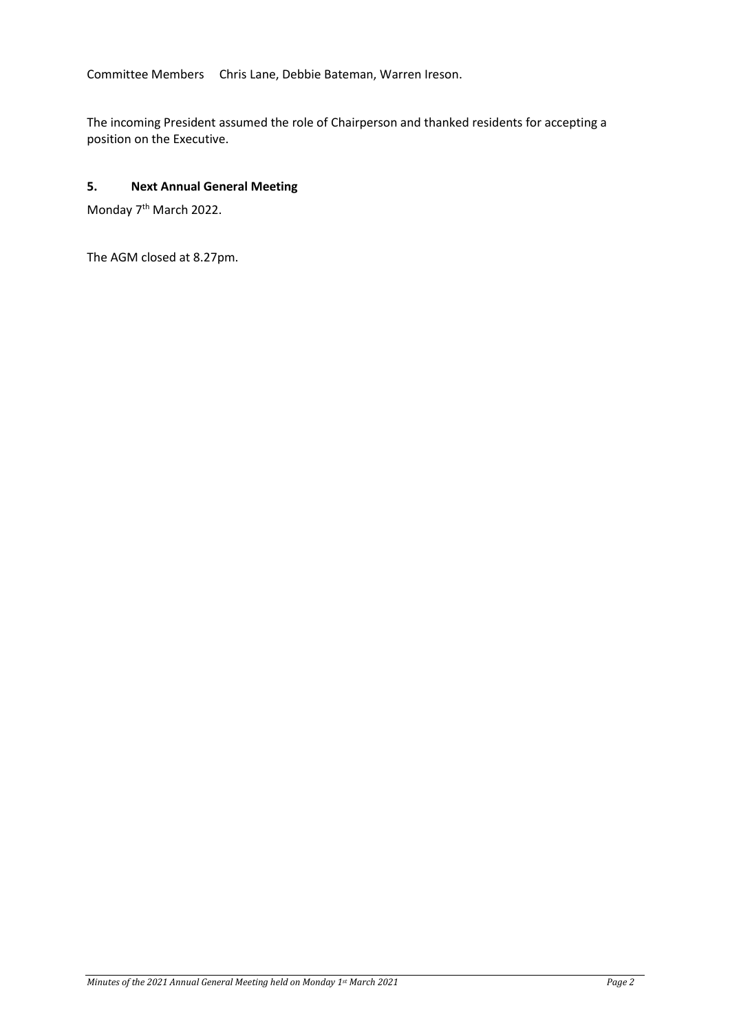Committee Members Chris Lane, Debbie Bateman, Warren Ireson.

The incoming President assumed the role of Chairperson and thanked residents for accepting a position on the Executive.

## 5. Next Annual General Meeting

Monday 7th March 2022.

The AGM closed at 8.27pm.